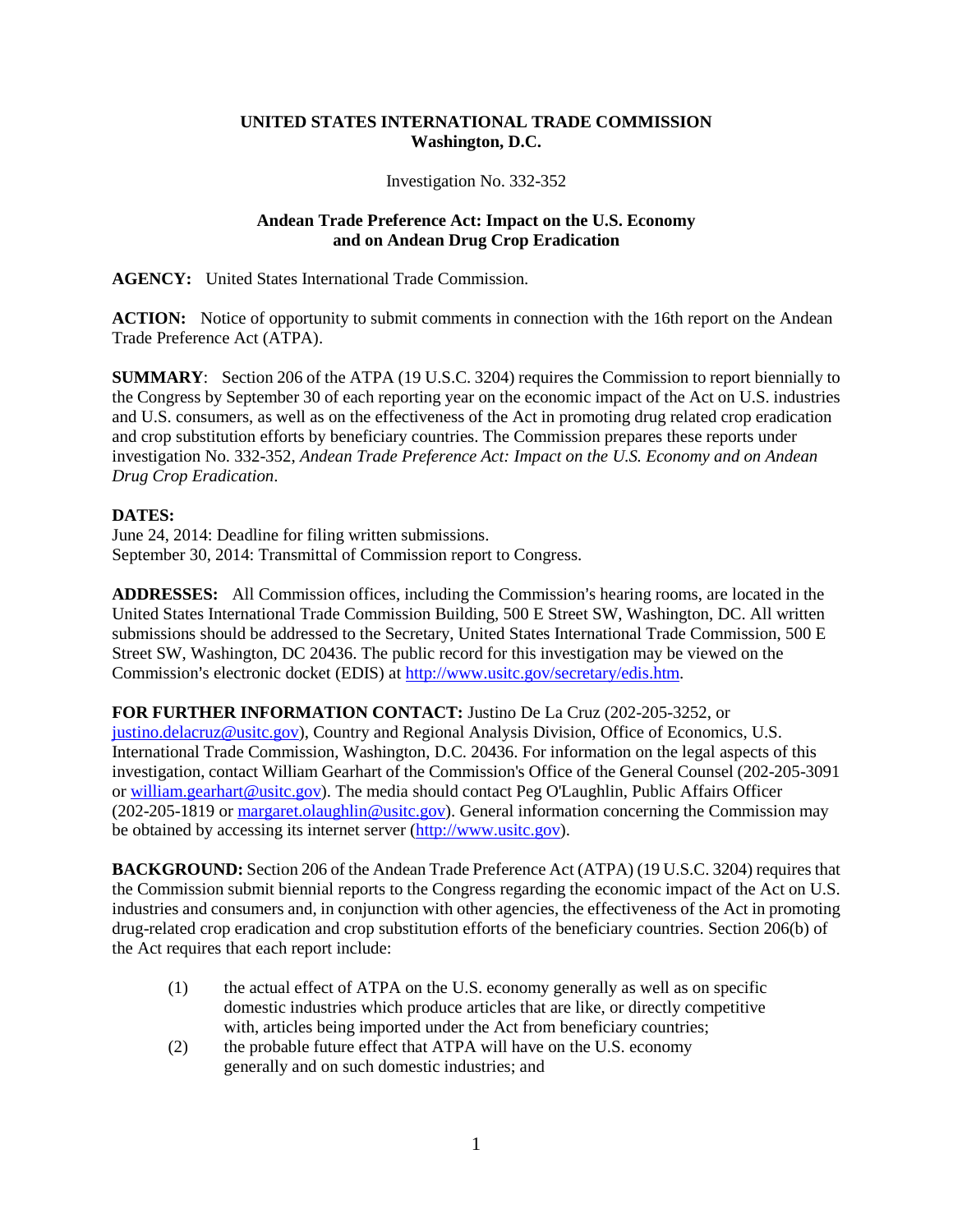**UNITED STATES INTERNATIONAL TRADE COMMISSION**
**Washington, D.C.**

Investigation No. 332-352

**Andean Trade Preference Act: Impact on the U.S. Economy and on Andean Drug Crop Eradication**

**AGENCY:** United States International Trade Commission.

**ACTION:** Notice of opportunity to submit comments in connection with the 16th report on the Andean Trade Preference Act (ATPA).

**SUMMARY**: Section 206 of the ATPA (19 U.S.C. 3204) requires the Commission to report biennially to the Congress by September 30 of each reporting year on the economic impact of the Act on U.S. industries and U.S. consumers, as well as on the effectiveness of the Act in promoting drug related crop eradication and crop substitution efforts by beneficiary countries. The Commission prepares these reports under investigation No. 332-352, *Andean Trade Preference Act: Impact on the U.S. Economy and on Andean Drug Crop Eradication*.

**DATES:**
June 24, 2014: Deadline for filing written submissions.
September 30, 2014: Transmittal of Commission report to Congress.

**ADDRESSES:** All Commission offices, including the Commission's hearing rooms, are located in the United States International Trade Commission Building, 500 E Street SW, Washington, DC. All written submissions should be addressed to the Secretary, United States International Trade Commission, 500 E Street SW, Washington, DC 20436. The public record for this investigation may be viewed on the Commission's electronic docket (EDIS) at http://www.usitc.gov/secretary/edis.htm.

**FOR FURTHER INFORMATION CONTACT:** Justino De La Cruz (202-205-3252, or justino.delacruz@usitc.gov), Country and Regional Analysis Division, Office of Economics, U.S. International Trade Commission, Washington, D.C. 20436. For information on the legal aspects of this investigation, contact William Gearhart of the Commission's Office of the General Counsel (202-205-3091 or william.gearhart@usitc.gov). The media should contact Peg O'Laughlin, Public Affairs Officer (202-205-1819 or margaret.olaughlin@usitc.gov). General information concerning the Commission may be obtained by accessing its internet server (http://www.usitc.gov).

**BACKGROUND:** Section 206 of the Andean Trade Preference Act (ATPA) (19 U.S.C. 3204) requires that the Commission submit biennial reports to the Congress regarding the economic impact of the Act on U.S. industries and consumers and, in conjunction with other agencies, the effectiveness of the Act in promoting drug-related crop eradication and crop substitution efforts of the beneficiary countries. Section 206(b) of the Act requires that each report include:

(1) the actual effect of ATPA on the U.S. economy generally as well as on specific domestic industries which produce articles that are like, or directly competitive with, articles being imported under the Act from beneficiary countries;

(2) the probable future effect that ATPA will have on the U.S. economy generally and on such domestic industries; and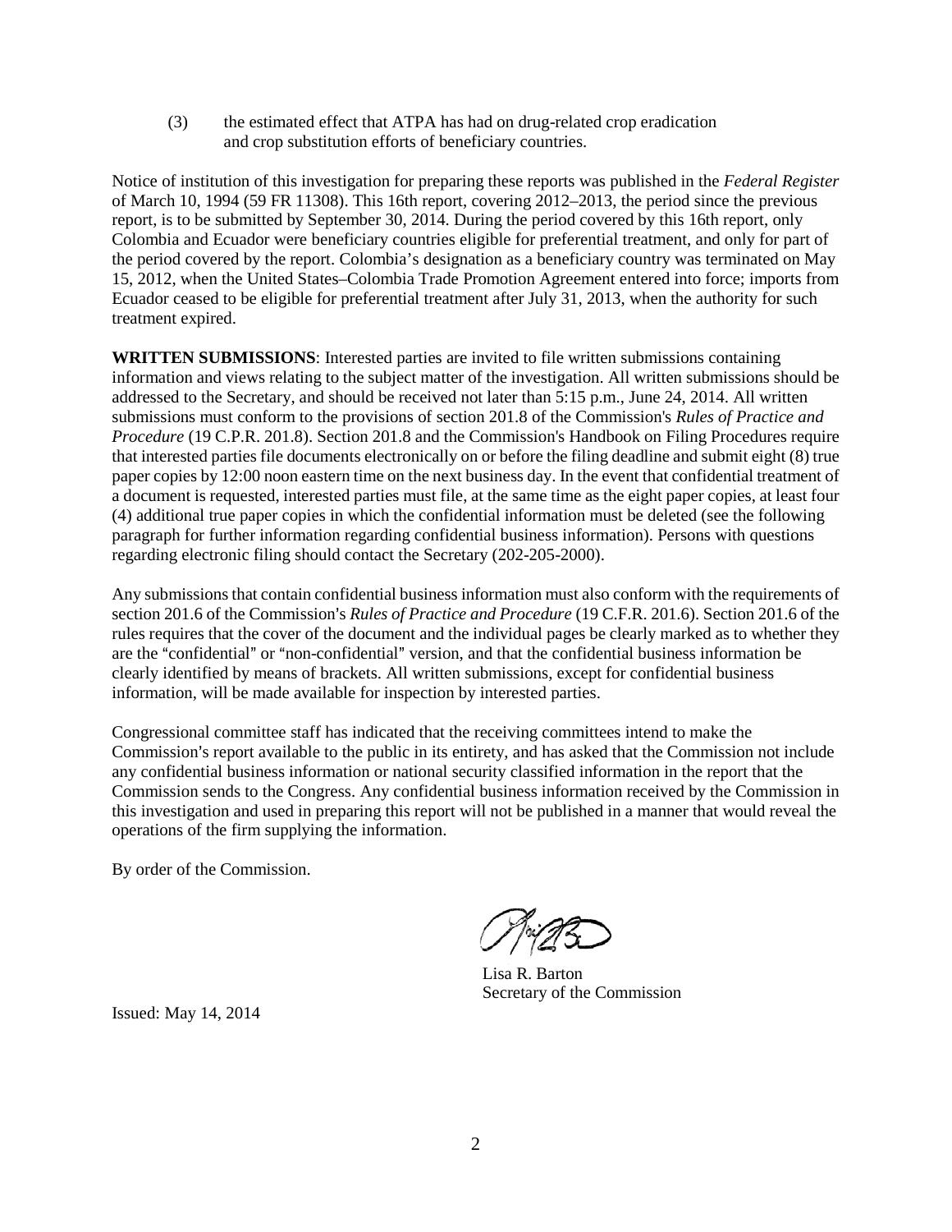(3) the estimated effect that ATPA has had on drug-related crop eradication and crop substitution efforts of beneficiary countries.

Notice of institution of this investigation for preparing these reports was published in the *Federal Register* of March 10, 1994 (59 FR 11308). This 16th report, covering 2012–2013, the period since the previous report, is to be submitted by September 30, 2014. During the period covered by this 16th report, only Colombia and Ecuador were beneficiary countries eligible for preferential treatment, and only for part of the period covered by the report. Colombia's designation as a beneficiary country was terminated on May 15, 2012, when the United States–Colombia Trade Promotion Agreement entered into force; imports from Ecuador ceased to be eligible for preferential treatment after July 31, 2013, when the authority for such treatment expired.

**WRITTEN SUBMISSIONS**: Interested parties are invited to file written submissions containing information and views relating to the subject matter of the investigation. All written submissions should be addressed to the Secretary, and should be received not later than 5:15 p.m., June 24, 2014. All written submissions must conform to the provisions of section 201.8 of the Commission's *Rules of Practice and Procedure* (19 C.P.R. 201.8). Section 201.8 and the Commission's Handbook on Filing Procedures require that interested parties file documents electronically on or before the filing deadline and submit eight (8) true paper copies by 12:00 noon eastern time on the next business day. In the event that confidential treatment of a document is requested, interested parties must file, at the same time as the eight paper copies, at least four (4) additional true paper copies in which the confidential information must be deleted (see the following paragraph for further information regarding confidential business information). Persons with questions regarding electronic filing should contact the Secretary (202-205-2000).

Any submissions that contain confidential business information must also conform with the requirements of section 201.6 of the Commission's *Rules of Practice and Procedure* (19 C.F.R. 201.6). Section 201.6 of the rules requires that the cover of the document and the individual pages be clearly marked as to whether they are the "confidential" or "non-confidential" version, and that the confidential business information be clearly identified by means of brackets. All written submissions, except for confidential business information, will be made available for inspection by interested parties.

Congressional committee staff has indicated that the receiving committees intend to make the Commission's report available to the public in its entirety, and has asked that the Commission not include any confidential business information or national security classified information in the report that the Commission sends to the Congress. Any confidential business information received by the Commission in this investigation and used in preparing this report will not be published in a manner that would reveal the operations of the firm supplying the information.

By order of the Commission.

Lisa R. Barton
Secretary of the Commission

Issued: May 14, 2014